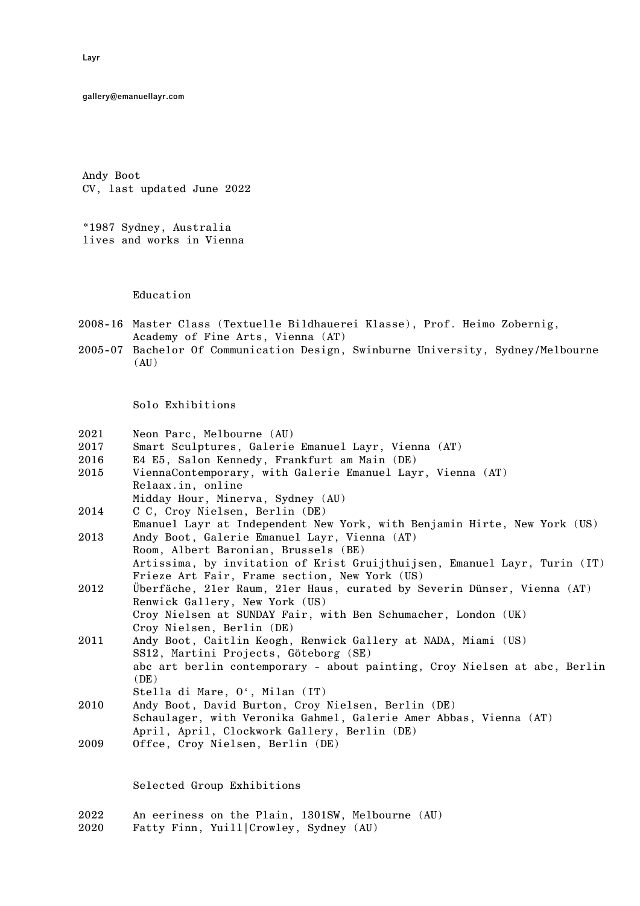Layr

gallery@emanuellayr.com

Andy Boot
CV, last updated June 2022

*1987 Sydney, Australia
lives and works in Vienna

## Education

2008-16 Master Class (Textuelle Bildhauerei Klasse), Prof. Heimo Zobernig, Academy of Fine Arts, Vienna (AT)
2005-07 Bachelor Of Communication Design, Swinburne University, Sydney/Melbourne (AU)

## Solo Exhibitions

2021 Neon Parc, Melbourne (AU)
2017 Smart Sculptures, Galerie Emanuel Layr, Vienna (AT)
2016 E4 E5, Salon Kennedy, Frankfurt am Main (DE)
2015 ViennaContemporary, with Galerie Emanuel Layr, Vienna (AT)
Relaax.in, online
Midday Hour, Minerva, Sydney (AU)
2014 C C, Croy Nielsen, Berlin (DE)
Emanuel Layr at Independent New York, with Benjamin Hirte, New York (US)
2013 Andy Boot, Galerie Emanuel Layr, Vienna (AT)
Room, Albert Baronian, Brussels (BE)
Artissima, by invitation of Krist Gruijthuijsen, Emanuel Layr, Turin (IT)
Frieze Art Fair, Frame section, New York (US)
2012 Überfäche, 21er Raum, 21er Haus, curated by Severin Dünser, Vienna (AT)
Renwick Gallery, New York (US)
Croy Nielsen at SUNDAY Fair, with Ben Schumacher, London (UK)
Croy Nielsen, Berlin (DE)
2011 Andy Boot, Caitlin Keogh, Renwick Gallery at NADA, Miami (US)
SS12, Martini Projects, Göteborg (SE)
abc art berlin contemporary - about painting, Croy Nielsen at abc, Berlin (DE)
Stella di Mare, O', Milan (IT)
2010 Andy Boot, David Burton, Croy Nielsen, Berlin (DE)
Schaulager, with Veronika Gahmel, Galerie Amer Abbas, Vienna (AT)
April, April, Clockwork Gallery, Berlin (DE)
2009 Offce, Croy Nielsen, Berlin (DE)

## Selected Group Exhibitions

2022 An eeriness on the Plain, 1301SW, Melbourne (AU)
2020 Fatty Finn, Yuill|Crowley, Sydney (AU)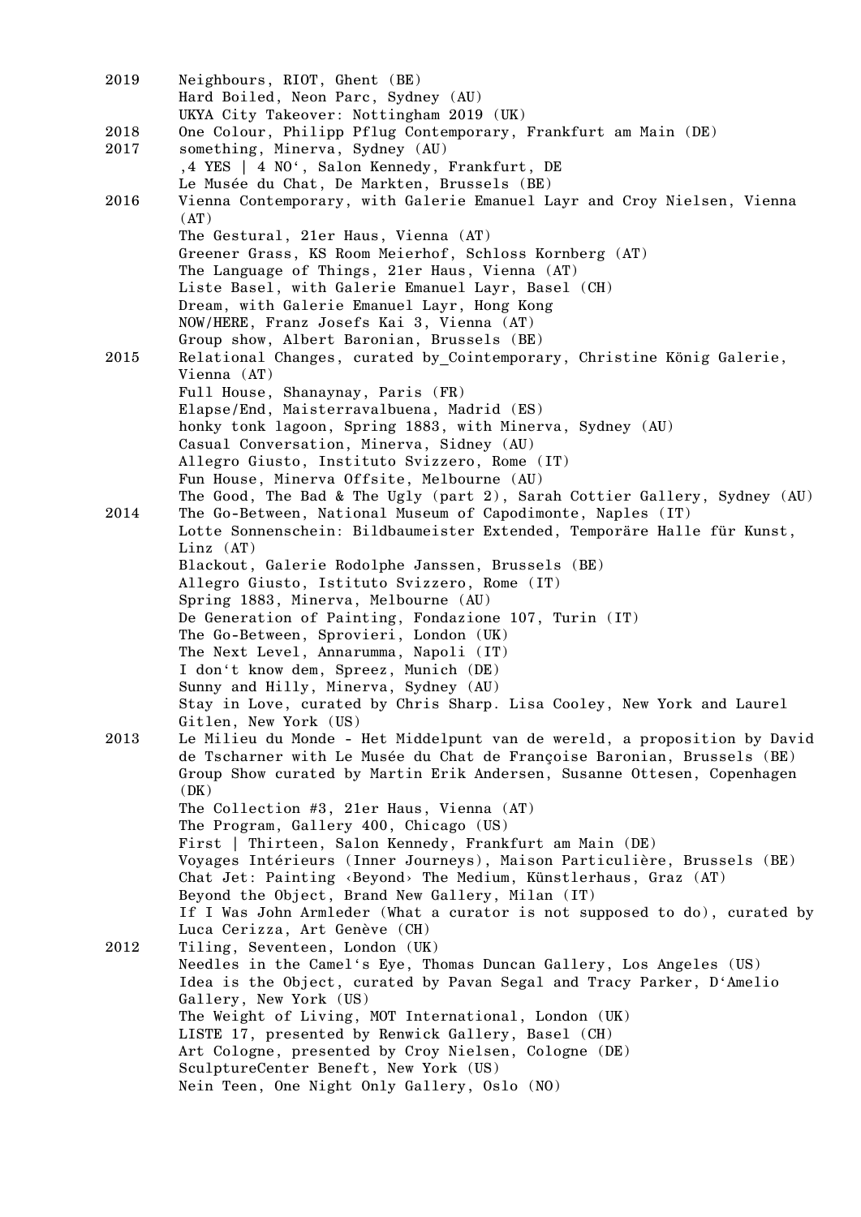2019
Neighbours, RIOT, Ghent (BE)
Hard Boiled, Neon Parc, Sydney (AU)
UKYA City Takeover: Nottingham 2019 (UK)

2018
One Colour, Philipp Pflug Contemporary, Frankfurt am Main (DE)

2017
something, Minerva, Sydney (AU)
‚4 YES | 4 NO‘, Salon Kennedy, Frankfurt, DE
Le Musée du Chat, De Markten, Brussels (BE)

2016
Vienna Contemporary, with Galerie Emanuel Layr and Croy Nielsen, Vienna (AT)
The Gestural, 21er Haus, Vienna (AT)
Greener Grass, KS Room Meierhof, Schloss Kornberg (AT)
The Language of Things, 21er Haus, Vienna (AT)
Liste Basel, with Galerie Emanuel Layr, Basel (CH)
Dream, with Galerie Emanuel Layr, Hong Kong
NOW/HERE, Franz Josefs Kai 3, Vienna (AT)
Group show, Albert Baronian, Brussels (BE)

2015
Relational Changes, curated by_Cointemporary, Christine König Galerie, Vienna (AT)
Full House, Shanaynay, Paris (FR)
Elapse/End, Maisterravalbuena, Madrid (ES)
honky tonk lagoon, Spring 1883, with Minerva, Sydney (AU)
Casual Conversation, Minerva, Sidney (AU)
Allegro Giusto, Instituto Svizzero, Rome (IT)
Fun House, Minerva Offsite, Melbourne (AU)
The Good, The Bad & The Ugly (part 2), Sarah Cottier Gallery, Sydney (AU)

2014
The Go-Between, National Museum of Capodimonte, Naples (IT)
Lotte Sonnenschein: Bildbaumeister Extended, Temporäre Halle für Kunst, Linz (AT)
Blackout, Galerie Rodolphe Janssen, Brussels (BE)
Allegro Giusto, Istituto Svizzero, Rome (IT)
Spring 1883, Minerva, Melbourne (AU)
De Generation of Painting, Fondazione 107, Turin (IT)
The Go-Between, Sprovieri, London (UK)
The Next Level, Annarumma, Napoli (IT)
I don‘t know dem, Spreez, Munich (DE)
Sunny and Hilly, Minerva, Sydney (AU)
Stay in Love, curated by Chris Sharp. Lisa Cooley, New York and Laurel Gitlen, New York (US)

2013
Le Milieu du Monde - Het Middelpunt van de wereld, a proposition by David de Tscharner with Le Musée du Chat de Françoise Baronian, Brussels (BE)
Group Show curated by Martin Erik Andersen, Susanne Ottesen, Copenhagen (DK)
The Collection #3, 21er Haus, Vienna (AT)
The Program, Gallery 400, Chicago (US)
First | Thirteen, Salon Kennedy, Frankfurt am Main (DE)
Voyages Intérieurs (Inner Journeys), Maison Particulière, Brussels (BE)
Chat Jet: Painting ‹Beyond› The Medium, Künstlerhaus, Graz (AT)
Beyond the Object, Brand New Gallery, Milan (IT)
If I Was John Armleder (What a curator is not supposed to do), curated by Luca Cerizza, Art Genève (CH)

2012
Tiling, Seventeen, London (UK)
Needles in the Camel‘s Eye, Thomas Duncan Gallery, Los Angeles (US)
Idea is the Object, curated by Pavan Segal and Tracy Parker, D‘Amelio Gallery, New York (US)
The Weight of Living, MOT International, London (UK)
LISTE 17, presented by Renwick Gallery, Basel (CH)
Art Cologne, presented by Croy Nielsen, Cologne (DE)
SculptureCenter Beneft, New York (US)
Nein Teen, One Night Only Gallery, Oslo (NO)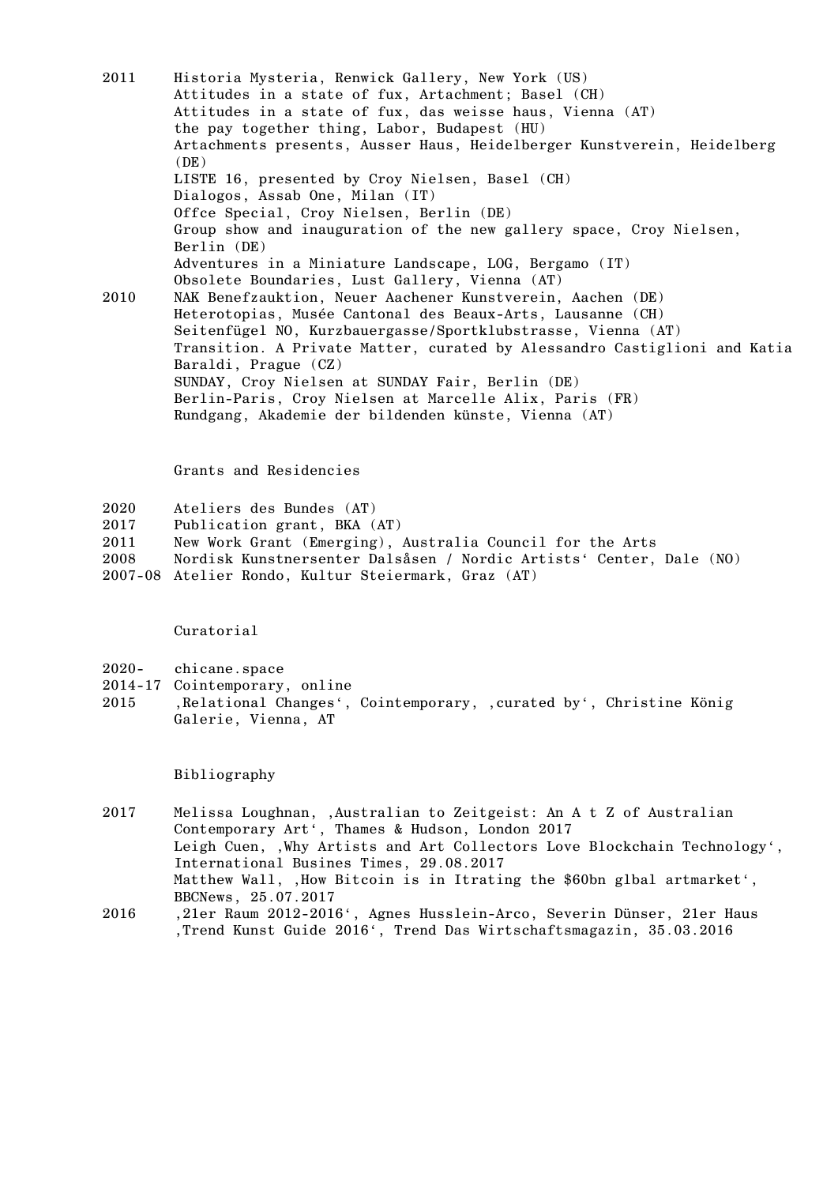| | |
|---|---|
| 2011 | Historia Mysteria, Renwick Gallery, New York (US) |
| | Attitudes in a state of fux, Artachment; Basel (CH) |
| | Attitudes in a state of fux, das weisse haus, Vienna (AT) |
| | the pay together thing, Labor, Budapest (HU) |
| | Artachments presents, Ausser Haus, Heidelberger Kunstverein, Heidelberg (DE) |
| | LISTE 16, presented by Croy Nielsen, Basel (CH) |
| | Dialogos, Assab One, Milan (IT) |
| | Offce Special, Croy Nielsen, Berlin (DE) |
| | Group show and inauguration of the new gallery space, Croy Nielsen, Berlin (DE) |
| | Adventures in a Miniature Landscape, LOG, Bergamo (IT) |
| | Obsolete Boundaries, Lust Gallery, Vienna (AT) |
| 2010 | NAK Benefzauktion, Neuer Aachener Kunstverein, Aachen (DE) |
| | Heterotopias, Musée Cantonal des Beaux-Arts, Lausanne (CH) |
| | Seitenfügel NO, Kurzbauergasse/Sportklubstrasse, Vienna (AT) |
| | Transition. A Private Matter, curated by Alessandro Castiglioni and Katia Baraldi, Prague (CZ) |
| | SUNDAY, Croy Nielsen at SUNDAY Fair, Berlin (DE) |
| | Berlin-Paris, Croy Nielsen at Marcelle Alix, Paris (FR) |
| | Rundgang, Akademie der bildenden künste, Vienna (AT) |

## Grants and Residencies

| | |
|---|---|
| 2020 | Ateliers des Bundes (AT) |
| 2017 | Publication grant, BKA (AT) |
| 2011 | New Work Grant (Emerging), Australia Council for the Arts |
| 2008 | Nordisk Kunstnersenter Dalsåsen / Nordic Artists‘ Center, Dale (NO) |
| 2007-08 | Atelier Rondo, Kultur Steiermark, Graz (AT) |

## Curatorial

| | |
|---|---|
| 2020- | chicane.space |
| 2014-17 | Cointemporary, online |
| 2015 | ‚Relational Changes‘, Cointemporary, ‚curated by‘, Christine König Galerie, Vienna, AT |

## Bibliography

| | |
|---|---|
| 2017 | Melissa Loughnan, ‚Australian to Zeitgeist: An A t Z of Australian Contemporary Art‘, Thames & Hudson, London 2017 |
| | Leigh Cuen, ‚Why Artists and Art Collectors Love Blockchain Technology‘, International Busines Times, 29.08.2017 |
| | Matthew Wall, ‚How Bitcoin is in Itrating the $60bn glbal artmarket‘, BBCNews, 25.07.2017 |
| 2016 | ‚21er Raum 2012-2016‘, Agnes Husslein-Arco, Severin Dünser, 21er Haus |
| | ‚Trend Kunst Guide 2016‘, Trend Das Wirtschaftsmagazin, 35.03.2016 |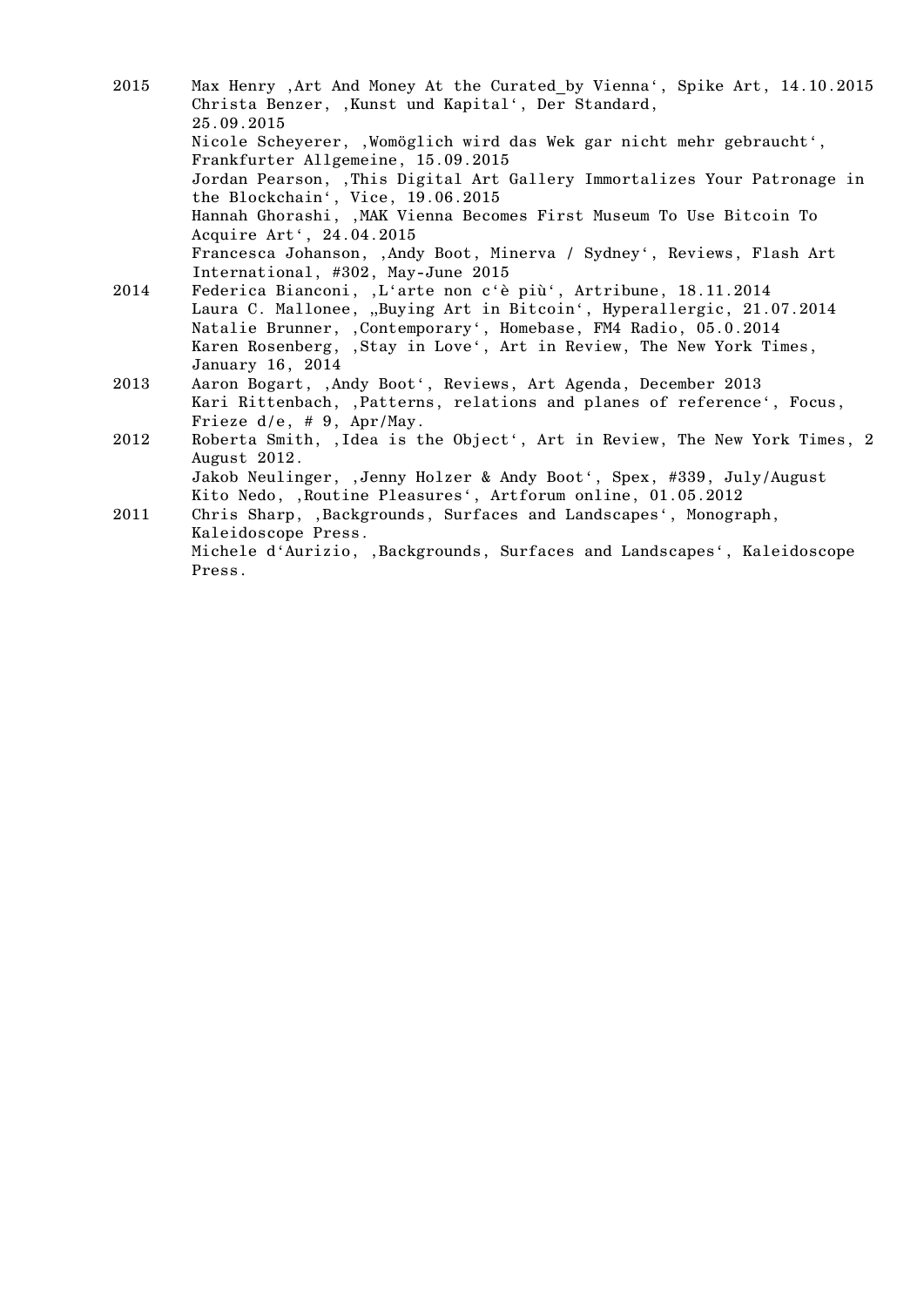2015 Max Henry ,Art And Money At the Curated_by Vienna‘, Spike Art, 14.10.2015
Christa Benzer, ,Kunst und Kapital‘, Der Standard, 25.09.2015
Nicole Scheyerer, ,Womöglich wird das Wek gar nicht mehr gebraucht‘, Frankfurter Allgemeine, 15.09.2015
Jordan Pearson, ,This Digital Art Gallery Immortalizes Your Patronage in the Blockchain‘, Vice, 19.06.2015
Hannah Ghorashi, ,MAK Vienna Becomes First Museum To Use Bitcoin To Acquire Art‘, 24.04.2015
Francesca Johanson, ,Andy Boot, Minerva / Sydney‘, Reviews, Flash Art International, #302, May-June 2015

2014 Federica Bianconi, ,L‘arte non c‘è più‘, Artribune, 18.11.2014
Laura C. Mallonee, „Buying Art in Bitcoin‘, Hyperallergic, 21.07.2014
Natalie Brunner, ,Contemporary‘, Homebase, FM4 Radio, 05.0.2014
Karen Rosenberg, ,Stay in Love‘, Art in Review, The New York Times, January 16, 2014

2013 Aaron Bogart, ,Andy Boot‘, Reviews, Art Agenda, December 2013
Kari Rittenbach, ,Patterns, relations and planes of reference‘, Focus, Frieze d/e, # 9, Apr/May.

2012 Roberta Smith, ,Idea is the Object‘, Art in Review, The New York Times, 2 August 2012.
Jakob Neulinger, ,Jenny Holzer & Andy Boot‘, Spex, #339, July/August
Kito Nedo, ,Routine Pleasures‘, Artforum online, 01.05.2012

2011 Chris Sharp, ,Backgrounds, Surfaces and Landscapes‘, Monograph, Kaleidoscope Press.
Michele d‘Aurizio, ,Backgrounds, Surfaces and Landscapes‘, Kaleidoscope Press.